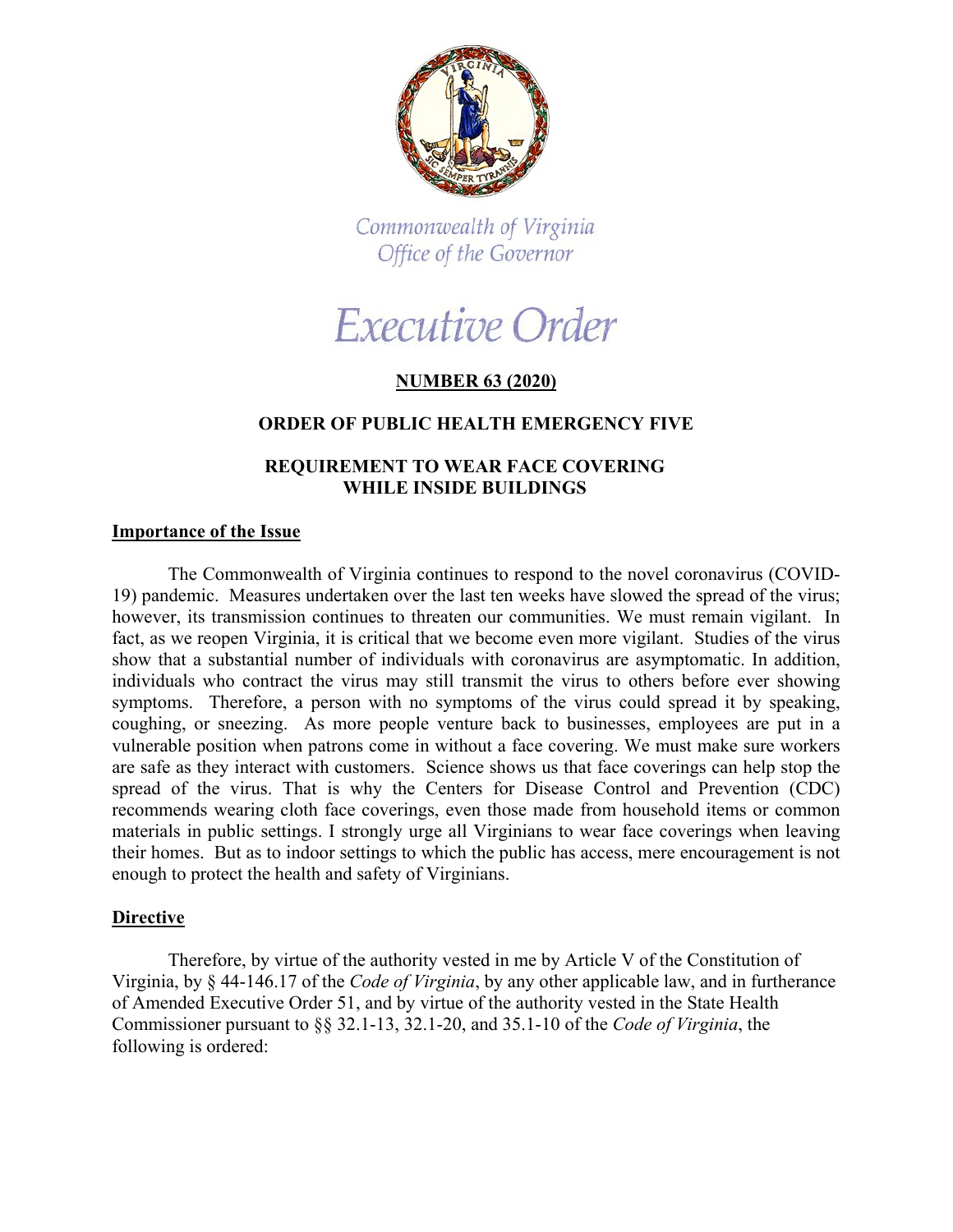Commonwealth of Virginia
Office of the Governor

# Executive Order

## NUMBER 63 (2020)

## ORDER OF PUBLIC HEALTH EMERGENCY FIVE

## REQUIREMENT TO WEAR FACE COVERING WHILE INSIDE BUILDINGS

### Importance of the Issue

The Commonwealth of Virginia continues to respond to the novel coronavirus (COVID-19) pandemic. Measures undertaken over the last ten weeks have slowed the spread of the virus; however, its transmission continues to threaten our communities. We must remain vigilant. In fact, as we reopen Virginia, it is critical that we become even more vigilant. Studies of the virus show that a substantial number of individuals with coronavirus are asymptomatic. In addition, individuals who contract the virus may still transmit the virus to others before ever showing symptoms. Therefore, a person with no symptoms of the virus could spread it by speaking, coughing, or sneezing. As more people venture back to businesses, employees are put in a vulnerable position when patrons come in without a face covering. We must make sure workers are safe as they interact with customers. Science shows us that face coverings can help stop the spread of the virus. That is why the Centers for Disease Control and Prevention (CDC) recommends wearing cloth face coverings, even those made from household items or common materials in public settings. I strongly urge all Virginians to wear face coverings when leaving their homes. But as to indoor settings to which the public has access, mere encouragement is not enough to protect the health and safety of Virginians.

### Directive

Therefore, by virtue of the authority vested in me by Article V of the Constitution of Virginia, by § 44-146.17 of the *Code of Virginia*, by any other applicable law, and in furtherance of Amended Executive Order 51, and by virtue of the authority vested in the State Health Commissioner pursuant to §§ 32.1-13, 32.1-20, and 35.1-10 of the *Code of Virginia*, the following is ordered: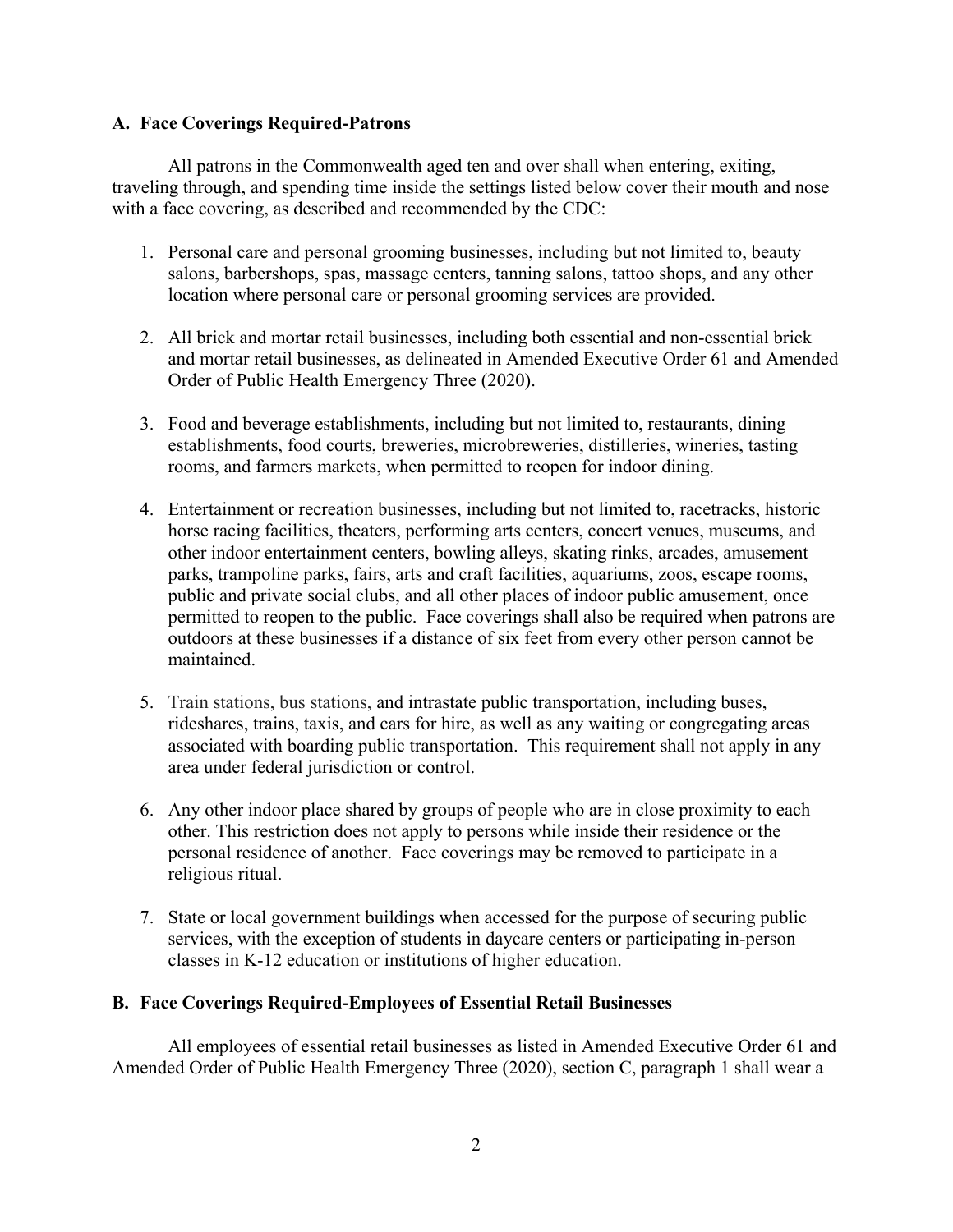### A. Face Coverings Required-Patrons

All patrons in the Commonwealth aged ten and over shall when entering, exiting, traveling through, and spending time inside the settings listed below cover their mouth and nose with a face covering, as described and recommended by the CDC:

1. Personal care and personal grooming businesses, including but not limited to, beauty salons, barbershops, spas, massage centers, tanning salons, tattoo shops, and any other location where personal care or personal grooming services are provided.

2. All brick and mortar retail businesses, including both essential and non-essential brick and mortar retail businesses, as delineated in Amended Executive Order 61 and Amended Order of Public Health Emergency Three (2020).

3. Food and beverage establishments, including but not limited to, restaurants, dining establishments, food courts, breweries, microbreweries, distilleries, wineries, tasting rooms, and farmers markets, when permitted to reopen for indoor dining.

4. Entertainment or recreation businesses, including but not limited to, racetracks, historic horse racing facilities, theaters, performing arts centers, concert venues, museums, and other indoor entertainment centers, bowling alleys, skating rinks, arcades, amusement parks, trampoline parks, fairs, arts and craft facilities, aquariums, zoos, escape rooms, public and private social clubs, and all other places of indoor public amusement, once permitted to reopen to the public. Face coverings shall also be required when patrons are outdoors at these businesses if a distance of six feet from every other person cannot be maintained.

5. Train stations, bus stations, and intrastate public transportation, including buses, rideshares, trains, taxis, and cars for hire, as well as any waiting or congregating areas associated with boarding public transportation. This requirement shall not apply in any area under federal jurisdiction or control.

6. Any other indoor place shared by groups of people who are in close proximity to each other. This restriction does not apply to persons while inside their residence or the personal residence of another. Face coverings may be removed to participate in a religious ritual.

7. State or local government buildings when accessed for the purpose of securing public services, with the exception of students in daycare centers or participating in-person classes in K-12 education or institutions of higher education.

### B. Face Coverings Required-Employees of Essential Retail Businesses

All employees of essential retail businesses as listed in Amended Executive Order 61 and Amended Order of Public Health Emergency Three (2020), section C, paragraph 1 shall wear a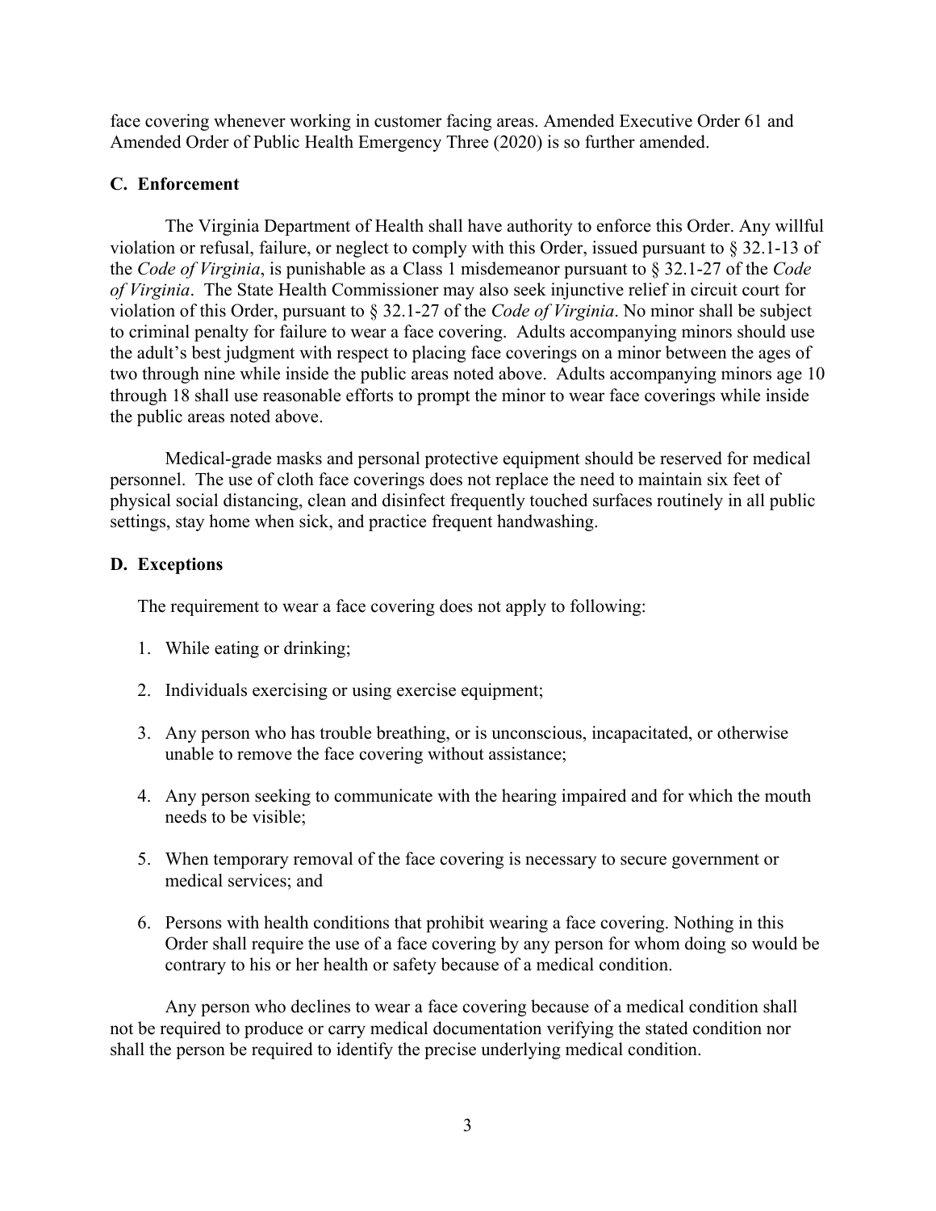face covering whenever working in customer facing areas. Amended Executive Order 61 and Amended Order of Public Health Emergency Three (2020) is so further amended.

### C. Enforcement

The Virginia Department of Health shall have authority to enforce this Order. Any willful violation or refusal, failure, or neglect to comply with this Order, issued pursuant to § 32.1-13 of the *Code of Virginia*, is punishable as a Class 1 misdemeanor pursuant to § 32.1-27 of the *Code of Virginia*. The State Health Commissioner may also seek injunctive relief in circuit court for violation of this Order, pursuant to § 32.1-27 of the *Code of Virginia*. No minor shall be subject to criminal penalty for failure to wear a face covering. Adults accompanying minors should use the adult's best judgment with respect to placing face coverings on a minor between the ages of two through nine while inside the public areas noted above. Adults accompanying minors age 10 through 18 shall use reasonable efforts to prompt the minor to wear face coverings while inside the public areas noted above.

Medical-grade masks and personal protective equipment should be reserved for medical personnel. The use of cloth face coverings does not replace the need to maintain six feet of physical social distancing, clean and disinfect frequently touched surfaces routinely in all public settings, stay home when sick, and practice frequent handwashing.

### D. Exceptions

The requirement to wear a face covering does not apply to following:

1. While eating or drinking;
2. Individuals exercising or using exercise equipment;
3. Any person who has trouble breathing, or is unconscious, incapacitated, or otherwise unable to remove the face covering without assistance;
4. Any person seeking to communicate with the hearing impaired and for which the mouth needs to be visible;
5. When temporary removal of the face covering is necessary to secure government or medical services; and
6. Persons with health conditions that prohibit wearing a face covering. Nothing in this Order shall require the use of a face covering by any person for whom doing so would be contrary to his or her health or safety because of a medical condition.

Any person who declines to wear a face covering because of a medical condition shall not be required to produce or carry medical documentation verifying the stated condition nor shall the person be required to identify the precise underlying medical condition.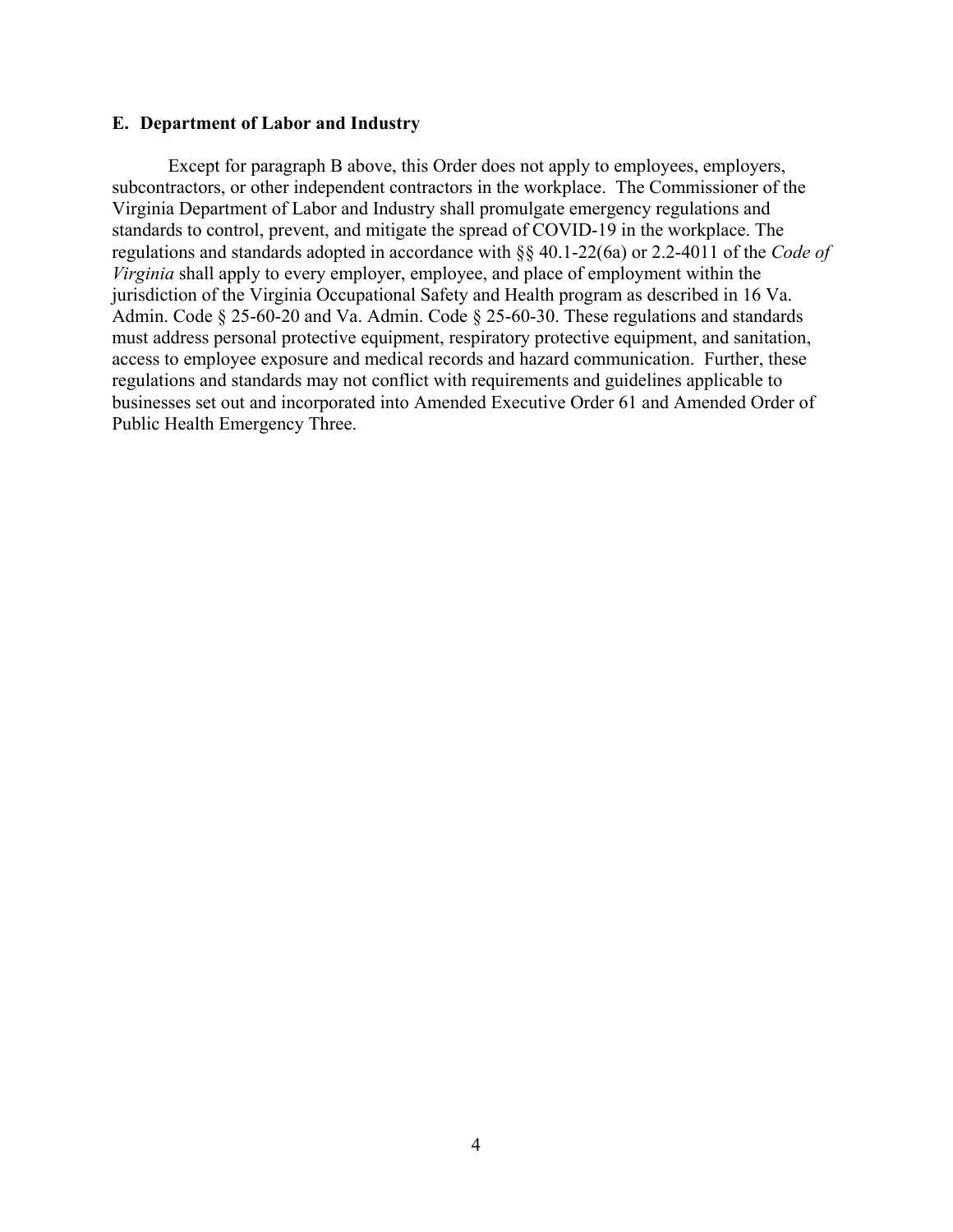### E. Department of Labor and Industry

Except for paragraph B above, this Order does not apply to employees, employers, subcontractors, or other independent contractors in the workplace. The Commissioner of the Virginia Department of Labor and Industry shall promulgate emergency regulations and standards to control, prevent, and mitigate the spread of COVID-19 in the workplace. The regulations and standards adopted in accordance with §§ 40.1-22(6a) or 2.2-4011 of the *Code of Virginia* shall apply to every employer, employee, and place of employment within the jurisdiction of the Virginia Occupational Safety and Health program as described in 16 Va. Admin. Code § 25-60-20 and Va. Admin. Code § 25-60-30. These regulations and standards must address personal protective equipment, respiratory protective equipment, and sanitation, access to employee exposure and medical records and hazard communication. Further, these regulations and standards may not conflict with requirements and guidelines applicable to businesses set out and incorporated into Amended Executive Order 61 and Amended Order of Public Health Emergency Three.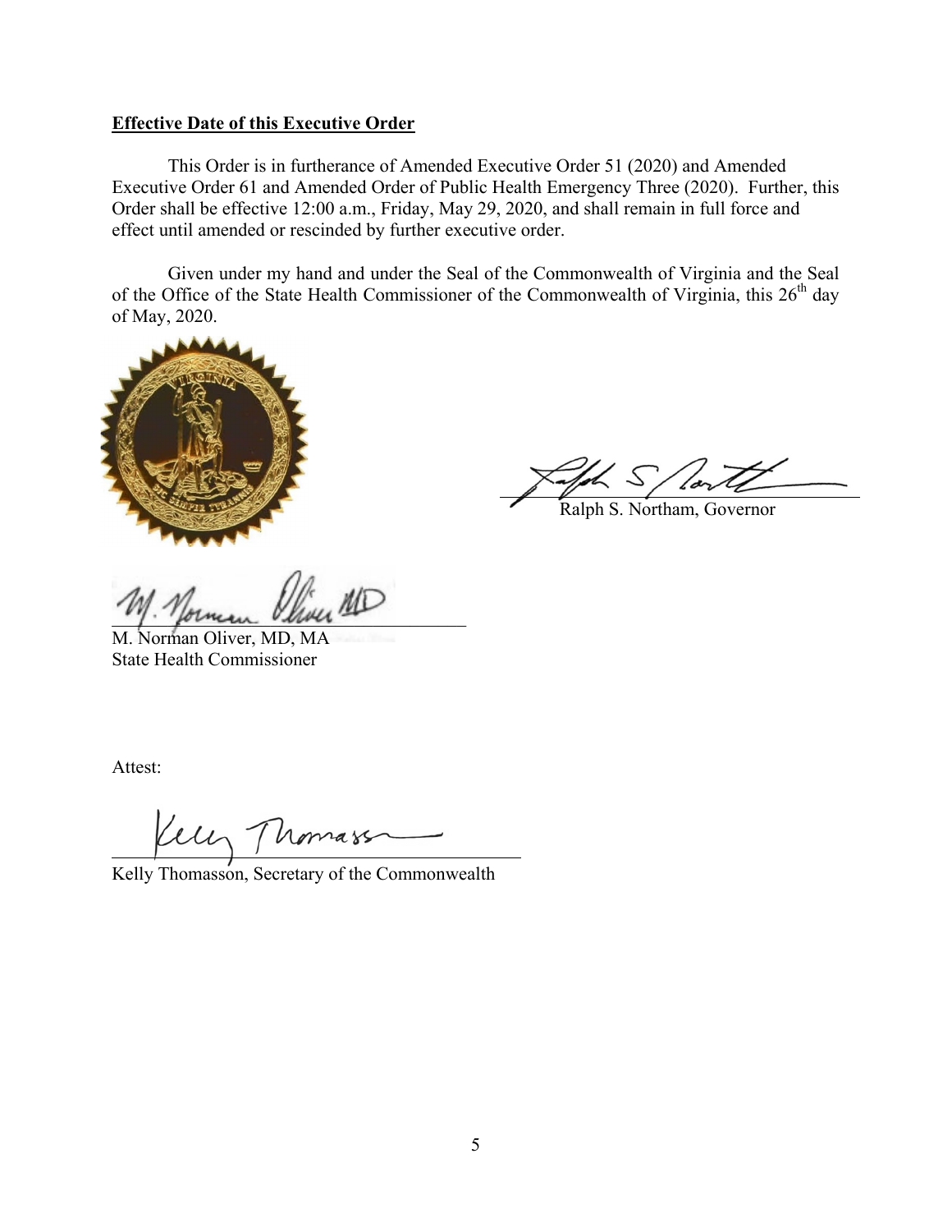**Effective Date of this Executive Order**

This Order is in furtherance of Amended Executive Order 51 (2020) and Amended Executive Order 61 and Amended Order of Public Health Emergency Three (2020). Further, this Order shall be effective 12:00 a.m., Friday, May 29, 2020, and shall remain in full force and effect until amended or rescinded by further executive order.

Given under my hand and under the Seal of the Commonwealth of Virginia and the Seal of the Office of the State Health Commissioner of the Commonwealth of Virginia, this 26th day of May, 2020.

Ralph S. Northam, Governor

M. Norman Oliver, MD, MA
State Health Commissioner

Attest:

Kelly Thomasson, Secretary of the Commonwealth